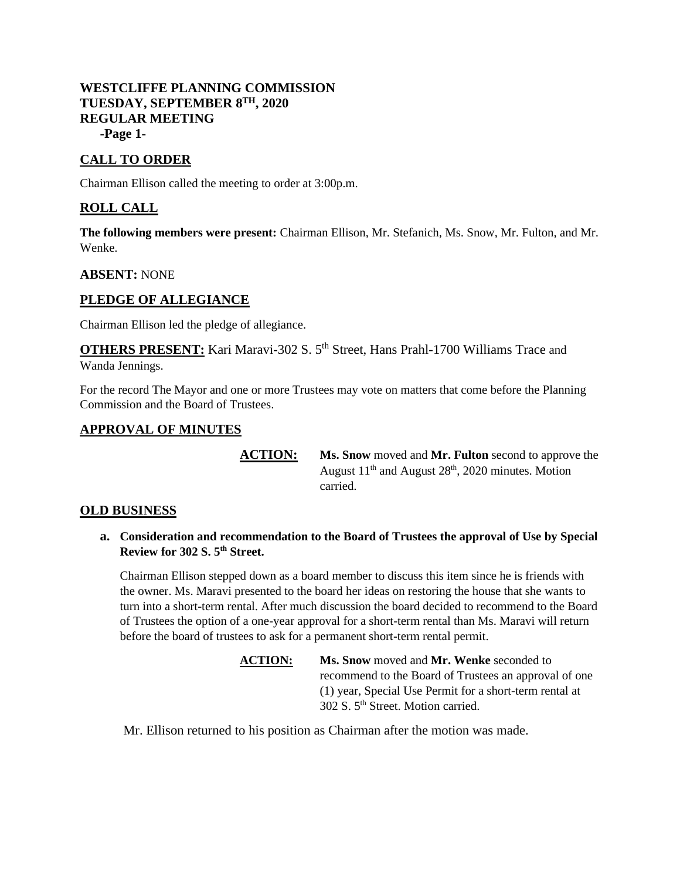# WESTCLIFFE PLANNING COMMISSION
# TUESDAY, SEPTEMBER 8TH, 2020
# REGULAR MEETING

## CALL TO ORDER

Chairman Ellison called the meeting to order at 3:00p.m.

## ROLL CALL

**The following members were present:** Chairman Ellison, Mr. Stefanich, Ms. Snow, Mr. Fulton, and Mr. Wenke.

**ABSENT:** NONE

## PLEDGE OF ALLEGIANCE

Chairman Ellison led the pledge of allegiance.

**OTHERS PRESENT:** Kari Maravi-302 S. 5th Street, Hans Prahl-1700 Williams Trace and Wanda Jennings.

For the record The Mayor and one or more Trustees may vote on matters that come before the Planning Commission and the Board of Trustees.

## APPROVAL OF MINUTES

**ACTION:** **Ms. Snow** moved and **Mr. Fulton** second to approve the August 11th and August 28th, 2020 minutes. Motion carried.

## OLD BUSINESS

**a. Consideration and recommendation to the Board of Trustees the approval of Use by Special Review for 302 S. 5th Street.**

Chairman Ellison stepped down as a board member to discuss this item since he is friends with the owner. Ms. Maravi presented to the board her ideas on restoring the house that she wants to turn into a short-term rental. After much discussion the board decided to recommend to the Board of Trustees the option of a one-year approval for a short-term rental than Ms. Maravi will return before the board of trustees to ask for a permanent short-term rental permit.

**ACTION:** **Ms. Snow** moved and **Mr. Wenke** seconded to recommend to the Board of Trustees an approval of one (1) year, Special Use Permit for a short-term rental at 302 S. 5th Street. Motion carried.

Mr. Ellison returned to his position as Chairman after the motion was made.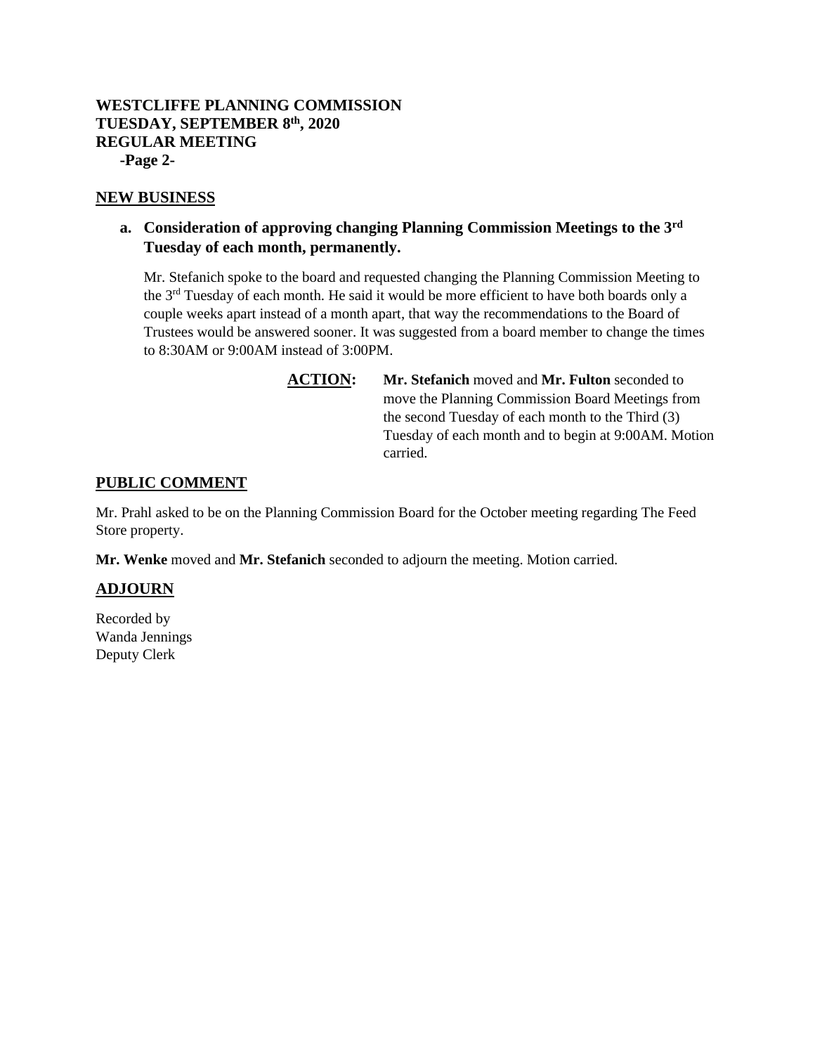## NEW BUSINESS

**a. Consideration of approving changing Planning Commission Meetings to the 3rd Tuesday of each month, permanently.**

Mr. Stefanich spoke to the board and requested changing the Planning Commission Meeting to the 3rd Tuesday of each month. He said it would be more efficient to have both boards only a couple weeks apart instead of a month apart, that way the recommendations to the Board of Trustees would be answered sooner. It was suggested from a board member to change the times to 8:30AM or 9:00AM instead of 3:00PM.

**ACTION:** **Mr. Stefanich** moved and **Mr. Fulton** seconded to move the Planning Commission Board Meetings from the second Tuesday of each month to the Third (3) Tuesday of each month and to begin at 9:00AM. Motion carried.

## PUBLIC COMMENT

Mr. Prahl asked to be on the Planning Commission Board for the October meeting regarding The Feed Store property.

**Mr. Wenke** moved and **Mr. Stefanich** seconded to adjourn the meeting. Motion carried.

## ADJOURN

Recorded by
Wanda Jennings
Deputy Clerk